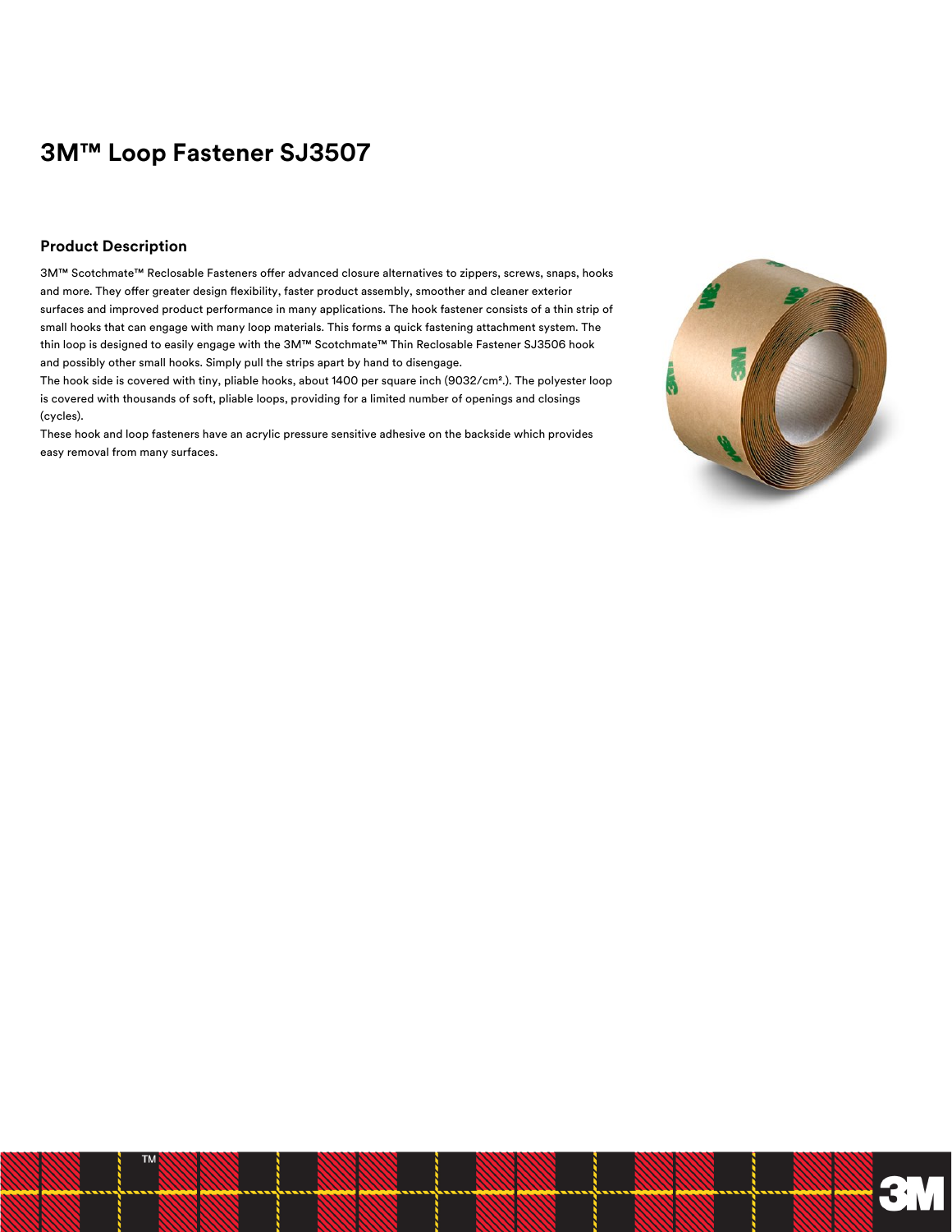# 3M™ Loop Fastener SJ3507

## Product Description

3M™ Scotchmate™ Reclosable Fasteners offer advanced closure alternatives to zippers, screws, snaps, hooks and more. They offer greater design flexibility, faster product assembly, smoother and cleaner exterior surfaces and improved product performance in many applications. The hook fastener consists of a thin strip of small hooks that can engage with many loop materials. This forms a quick fastening attachment system. The thin loop is designed to easily engage with the 3M™ Scotchmate™ Thin Reclosable Fastener SJ3506 hook and possibly other small hooks. Simply pull the strips apart by hand to disengage.

The hook side is covered with tiny, pliable hooks, about 1400 per square inch (9032/cm².). The polyester loop is covered with thousands of soft, pliable loops, providing for a limited number of openings and closings (cycles).

These hook and loop fasteners have an acrylic pressure sensitive adhesive on the backside which provides easy removal from many surfaces.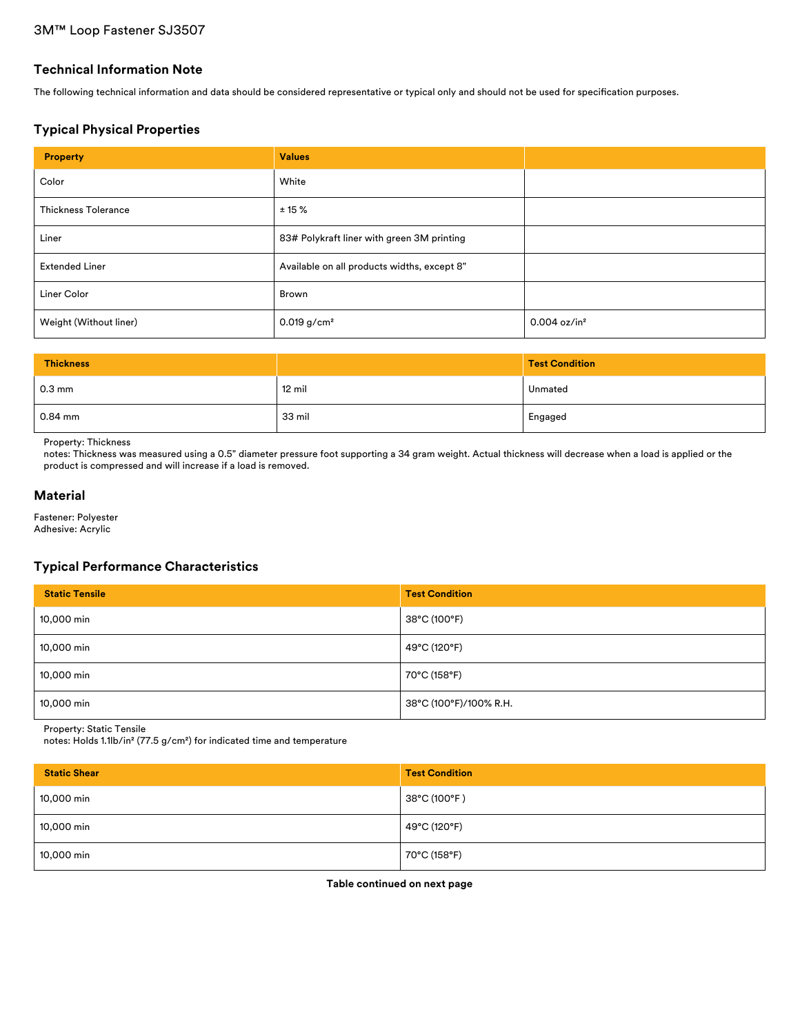3M™ Loop Fastener SJ3507

## Technical Information Note

The following technical information and data should be considered representative or typical only and should not be used for specification purposes.

## Typical Physical Properties

| Property | Values | |
|---|---|---|
| Color | White | |
| Thickness Tolerance | ± 15 % | |
| Liner | 83# Polykraft liner with green 3M printing | |
| Extended Liner | Available on all products widths, except 8" | |
| Liner Color | Brown | |
| Weight (Without liner) | 0.019 g/cm² | 0.004 oz/in² |

| Thickness | | Test Condition |
|---|---|---|
| 0.3 mm | 12 mil | Unmated |
| 0.84 mm | 33 mil | Engaged |

Property: Thickness
notes: Thickness was measured using a 0.5" diameter pressure foot supporting a 34 gram weight. Actual thickness will decrease when a load is applied or the product is compressed and will increase if a load is removed.

## Material

Fastener: Polyester
Adhesive: Acrylic

## Typical Performance Characteristics

| Static Tensile | Test Condition |
|---|---|
| 10,000 min | 38°C (100°F) |
| 10,000 min | 49°C (120°F) |
| 10,000 min | 70°C (158°F) |
| 10,000 min | 38°C (100°F)/100% R.H. |

Property: Static Tensile
notes: Holds 1.1lb/in² (77.5 g/cm²) for indicated time and temperature

| Static Shear | Test Condition |
|---|---|
| 10,000 min | 38°C (100°F ) |
| 10,000 min | 49°C (120°F) |
| 10,000 min | 70°C (158°F) |

**Table continued on next page**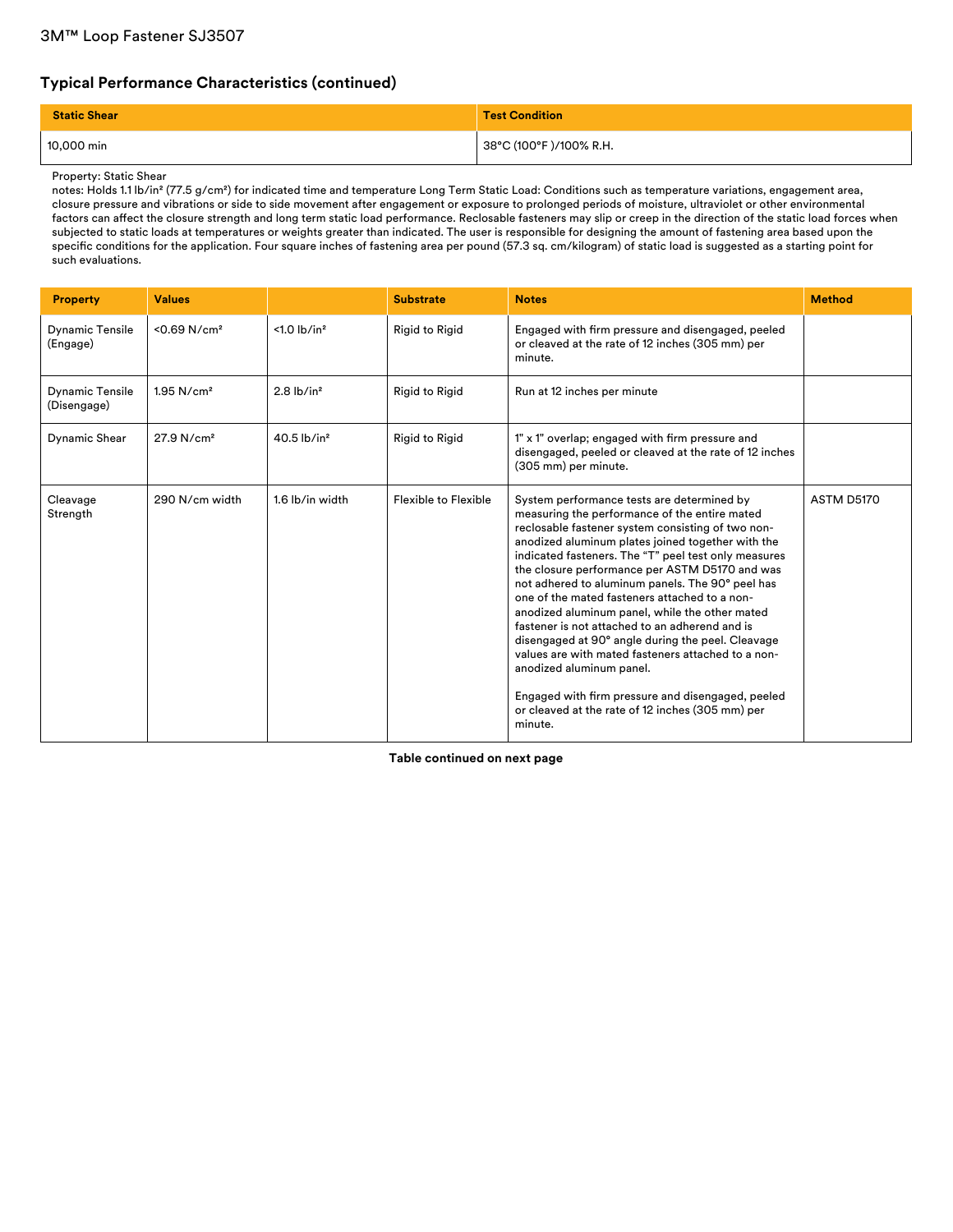## Typical Performance Characteristics (continued)

| Static Shear | Test Condition |
|---|---|
| 10,000 min | 38°C (100°F )/100% R.H. |

Property: Static Shear
notes: Holds 1.1 lb/in² (77.5 g/cm²) for indicated time and temperature Long Term Static Load: Conditions such as temperature variations, engagement area, closure pressure and vibrations or side to side movement after engagement or exposure to prolonged periods of moisture, ultraviolet or other environmental factors can affect the closure strength and long term static load performance. Reclosable fasteners may slip or creep in the direction of the static load forces when subjected to static loads at temperatures or weights greater than indicated. The user is responsible for designing the amount of fastening area based upon the specific conditions for the application. Four square inches of fastening area per pound (57.3 sq. cm/kilogram) of static load is suggested as a starting point for such evaluations.

| Property | Values | | Substrate | Notes | Method |
|---|---|---|---|---|---|
| Dynamic Tensile (Engage) | <0.69 N/cm² | <1.0 lb/in² | Rigid to Rigid | Engaged with firm pressure and disengaged, peeled or cleaved at the rate of 12 inches (305 mm) per minute. | |
| Dynamic Tensile (Disengage) | 1.95 N/cm² | 2.8 lb/in² | Rigid to Rigid | Run at 12 inches per minute | |
| Dynamic Shear | 27.9 N/cm² | 40.5 lb/in² | Rigid to Rigid | 1" x 1" overlap; engaged with firm pressure and disengaged, peeled or cleaved at the rate of 12 inches (305 mm) per minute. | |
| Cleavage Strength | 290 N/cm width | 1.6 lb/in width | Flexible to Flexible | System performance tests are determined by measuring the performance of the entire mated reclosable fastener system consisting of two non-anodized aluminum plates joined together with the indicated fasteners. The "T" peel test only measures the closure performance per ASTM D5170 and was not adhered to aluminum panels. The 90° peel has one of the mated fasteners attached to a non-anodized aluminum panel, while the other mated fastener is not attached to an adherend and is disengaged at 90° angle during the peel. Cleavage values are with mated fasteners attached to a non-anodized aluminum panel. Engaged with firm pressure and disengaged, peeled or cleaved at the rate of 12 inches (305 mm) per minute. | ASTM D5170 |

**Table continued on next page**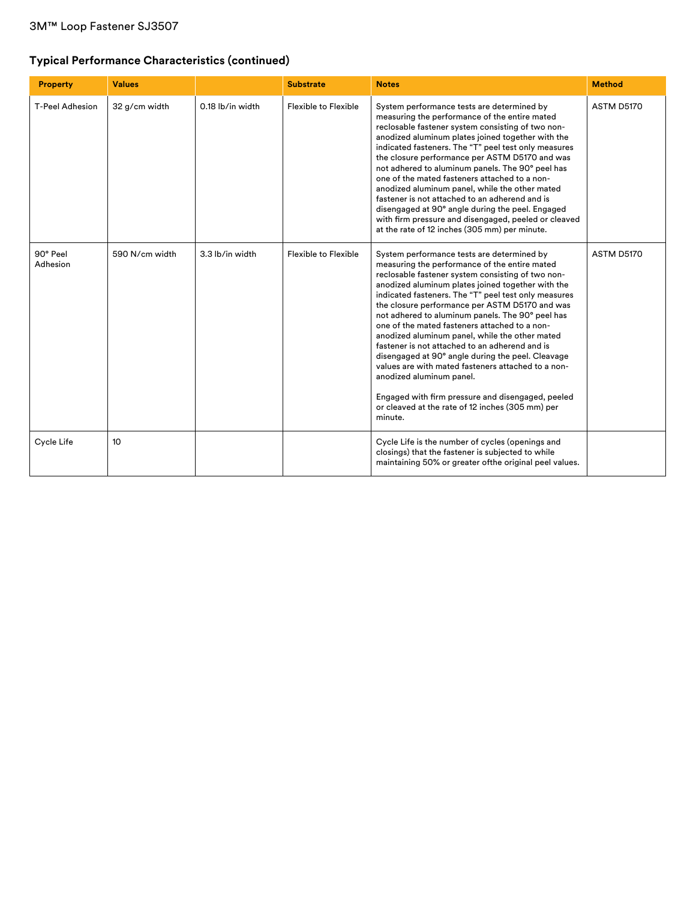## Typical Performance Characteristics (continued)

| Property | Values | | Substrate | Notes | Method |
| --- | --- | --- | --- | --- | --- |
| T-Peel Adhesion | 32 g/cm width | 0.18 lb/in width | Flexible to Flexible | System performance tests are determined by measuring the performance of the entire mated reclosable fastener system consisting of two non-anodized aluminum plates joined together with the indicated fasteners. The "T" peel test only measures the closure performance per ASTM D5170 and was not adhered to aluminum panels. The 90° peel has one of the mated fasteners attached to a non-anodized aluminum panel, while the other mated fastener is not attached to an adherend and is disengaged at 90° angle during the peel. Engaged with firm pressure and disengaged, peeled or cleaved at the rate of 12 inches (305 mm) per minute. | ASTM D5170 |
| 90° Peel Adhesion | 590 N/cm width | 3.3 lb/in width | Flexible to Flexible | System performance tests are determined by measuring the performance of the entire mated reclosable fastener system consisting of two non-anodized aluminum plates joined together with the indicated fasteners. The "T" peel test only measures the closure performance per ASTM D5170 and was not adhered to aluminum panels. The 90° peel has one of the mated fasteners attached to a non-anodized aluminum panel, while the other mated fastener is not attached to an adherend and is disengaged at 90° angle during the peel. Cleavage values are with mated fasteners attached to a non-anodized aluminum panel.<br><br>Engaged with firm pressure and disengaged, peeled or cleaved at the rate of 12 inches (305 mm) per minute. | ASTM D5170 |
| Cycle Life | 10 | | | Cycle Life is the number of cycles (openings and closings) that the fastener is subjected to while maintaining 50% or greater ofthe original peel values. | |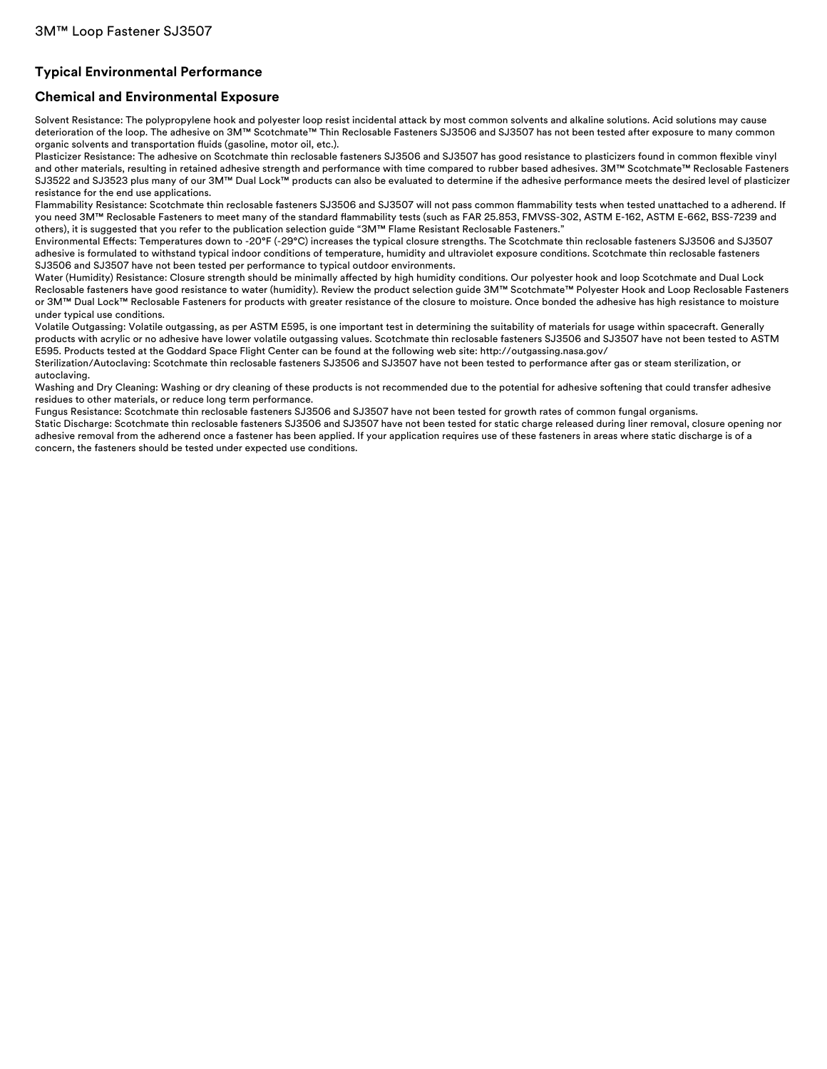## Typical Environmental Performance

### Chemical and Environmental Exposure

Solvent Resistance: The polypropylene hook and polyester loop resist incidental attack by most common solvents and alkaline solutions. Acid solutions may cause deterioration of the loop. The adhesive on 3M™ Scotchmate™ Thin Reclosable Fasteners SJ3506 and SJ3507 has not been tested after exposure to many common organic solvents and transportation fluids (gasoline, motor oil, etc.).

Plasticizer Resistance: The adhesive on Scotchmate thin reclosable fasteners SJ3506 and SJ3507 has good resistance to plasticizers found in common flexible vinyl and other materials, resulting in retained adhesive strength and performance with time compared to rubber based adhesives. 3M™ Scotchmate™ Reclosable Fasteners SJ3522 and SJ3523 plus many of our 3M™ Dual Lock™ products can also be evaluated to determine if the adhesive performance meets the desired level of plasticizer resistance for the end use applications.

Flammability Resistance: Scotchmate thin reclosable fasteners SJ3506 and SJ3507 will not pass common flammability tests when tested unattached to a adherend. If you need 3M™ Reclosable Fasteners to meet many of the standard flammability tests (such as FAR 25.853, FMVSS-302, ASTM E-162, ASTM E-662, BSS-7239 and others), it is suggested that you refer to the publication selection guide "3M™ Flame Resistant Reclosable Fasteners."

Environmental Effects: Temperatures down to -20°F (-29°C) increases the typical closure strengths. The Scotchmate thin reclosable fasteners SJ3506 and SJ3507 adhesive is formulated to withstand typical indoor conditions of temperature, humidity and ultraviolet exposure conditions. Scotchmate thin reclosable fasteners SJ3506 and SJ3507 have not been tested per performance to typical outdoor environments.

Water (Humidity) Resistance: Closure strength should be minimally affected by high humidity conditions. Our polyester hook and loop Scotchmate and Dual Lock Reclosable fasteners have good resistance to water (humidity). Review the product selection guide 3M™ Scotchmate™ Polyester Hook and Loop Reclosable Fasteners or 3M™ Dual Lock™ Reclosable Fasteners for products with greater resistance of the closure to moisture. Once bonded the adhesive has high resistance to moisture under typical use conditions.

Volatile Outgassing: Volatile outgassing, as per ASTM E595, is one important test in determining the suitability of materials for usage within spacecraft. Generally products with acrylic or no adhesive have lower volatile outgassing values. Scotchmate thin reclosable fasteners SJ3506 and SJ3507 have not been tested to ASTM E595. Products tested at the Goddard Space Flight Center can be found at the following web site: http://outgassing.nasa.gov/

Sterilization/Autoclaving: Scotchmate thin reclosable fasteners SJ3506 and SJ3507 have not been tested to performance after gas or steam sterilization, or autoclaving.

Washing and Dry Cleaning: Washing or dry cleaning of these products is not recommended due to the potential for adhesive softening that could transfer adhesive residues to other materials, or reduce long term performance.

Fungus Resistance: Scotchmate thin reclosable fasteners SJ3506 and SJ3507 have not been tested for growth rates of common fungal organisms.

Static Discharge: Scotchmate thin reclosable fasteners SJ3506 and SJ3507 have not been tested for static charge released during liner removal, closure opening nor adhesive removal from the adherend once a fastener has been applied. If your application requires use of these fasteners in areas where static discharge is of a concern, the fasteners should be tested under expected use conditions.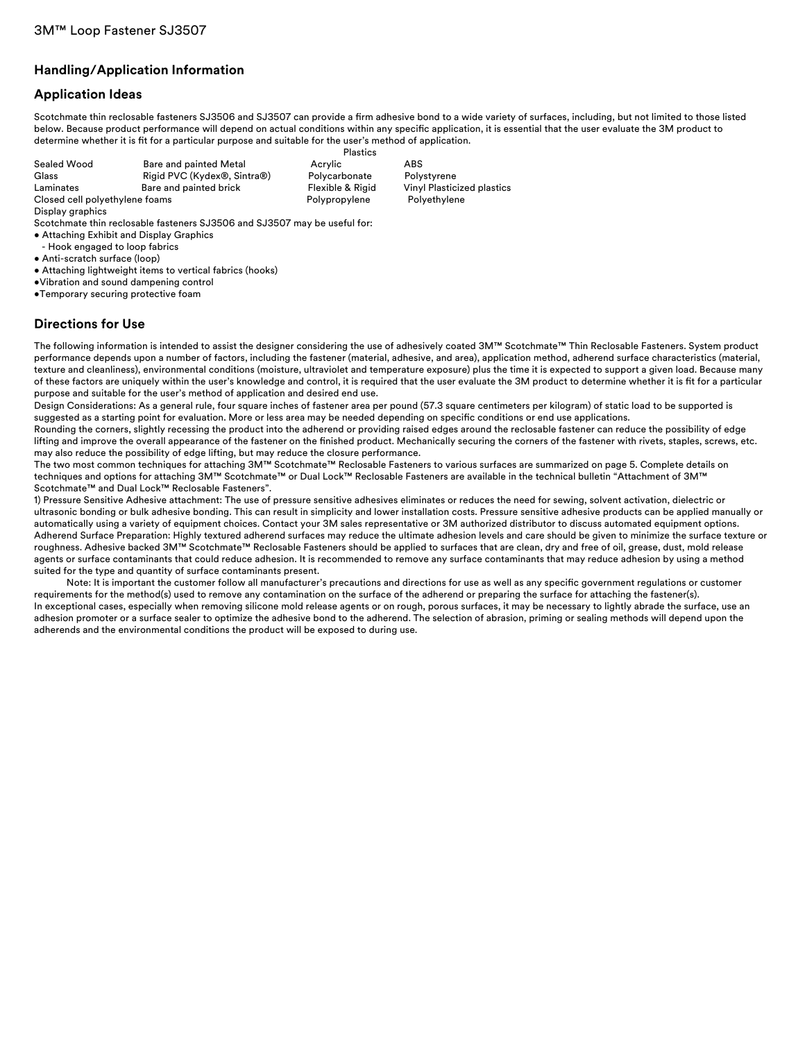## Handling/Application Information

## Application Ideas

Scotchmate thin reclosable fasteners SJ3506 and SJ3507 can provide a firm adhesive bond to a wide variety of surfaces, including, but not limited to those listed below. Because product performance will depend on actual conditions within any specific application, it is essential that the user evaluate the 3M product to determine whether it is fit for a particular purpose and suitable for the user's method of application.

| | | Plastics | |
|---|---|---|---|
| Sealed Wood | Bare and painted Metal | Acrylic | ABS |
| Glass | Rigid PVC (Kydex®, Sintra®) | Polycarbonate | Polystyrene |
| Laminates | Bare and painted brick | Flexible & Rigid | Vinyl Plasticized plastics |
| Closed cell polyethylene foams | | Polypropylene | Polyethylene |
| Display graphics | | | |

Scotchmate thin reclosable fasteners SJ3506 and SJ3507 may be useful for:

- Attaching Exhibit and Display Graphics
  - Hook engaged to loop fabrics
- Anti-scratch surface (loop)
- Attaching lightweight items to vertical fabrics (hooks)
- Vibration and sound dampening control
- Temporary securing protective foam

## Directions for Use

The following information is intended to assist the designer considering the use of adhesively coated 3M™ Scotchmate™ Thin Reclosable Fasteners. System product performance depends upon a number of factors, including the fastener (material, adhesive, and area), application method, adherend surface characteristics (material, texture and cleanliness), environmental conditions (moisture, ultraviolet and temperature exposure) plus the time it is expected to support a given load. Because many of these factors are uniquely within the user's knowledge and control, it is required that the user evaluate the 3M product to determine whether it is fit for a particular purpose and suitable for the user's method of application and desired end use.

Design Considerations: As a general rule, four square inches of fastener area per pound (57.3 square centimeters per kilogram) of static load to be supported is suggested as a starting point for evaluation. More or less area may be needed depending on specific conditions or end use applications.

Rounding the corners, slightly recessing the product into the adherend or providing raised edges around the reclosable fastener can reduce the possibility of edge lifting and improve the overall appearance of the fastener on the finished product. Mechanically securing the corners of the fastener with rivets, staples, screws, etc. may also reduce the possibility of edge lifting, but may reduce the closure performance.

The two most common techniques for attaching 3M™ Scotchmate™ Reclosable Fasteners to various surfaces are summarized on page 5. Complete details on techniques and options for attaching 3M™ Scotchmate™ or Dual Lock™ Reclosable Fasteners are available in the technical bulletin "Attachment of 3M™ Scotchmate™ and Dual Lock™ Reclosable Fasteners".

1) Pressure Sensitive Adhesive attachment: The use of pressure sensitive adhesives eliminates or reduces the need for sewing, solvent activation, dielectric or ultrasonic bonding or bulk adhesive bonding. This can result in simplicity and lower installation costs. Pressure sensitive adhesive products can be applied manually or automatically using a variety of equipment choices. Contact your 3M sales representative or 3M authorized distributor to discuss automated equipment options.

Adherend Surface Preparation: Highly textured adherend surfaces may reduce the ultimate adhesion levels and care should be given to minimize the surface texture or roughness. Adhesive backed 3M™ Scotchmate™ Reclosable Fasteners should be applied to surfaces that are clean, dry and free of oil, grease, dust, mold release agents or surface contaminants that could reduce adhesion. It is recommended to remove any surface contaminants that may reduce adhesion by using a method suited for the type and quantity of surface contaminants present.

Note: It is important the customer follow all manufacturer's precautions and directions for use as well as any specific government regulations or customer requirements for the method(s) used to remove any contamination on the surface of the adherend or preparing the surface for attaching the fastener(s).

In exceptional cases, especially when removing silicone mold release agents or on rough, porous surfaces, it may be necessary to lightly abrade the surface, use an adhesion promoter or a surface sealer to optimize the adhesive bond to the adherend. The selection of abrasion, priming or sealing methods will depend upon the adherends and the environmental conditions the product will be exposed to during use.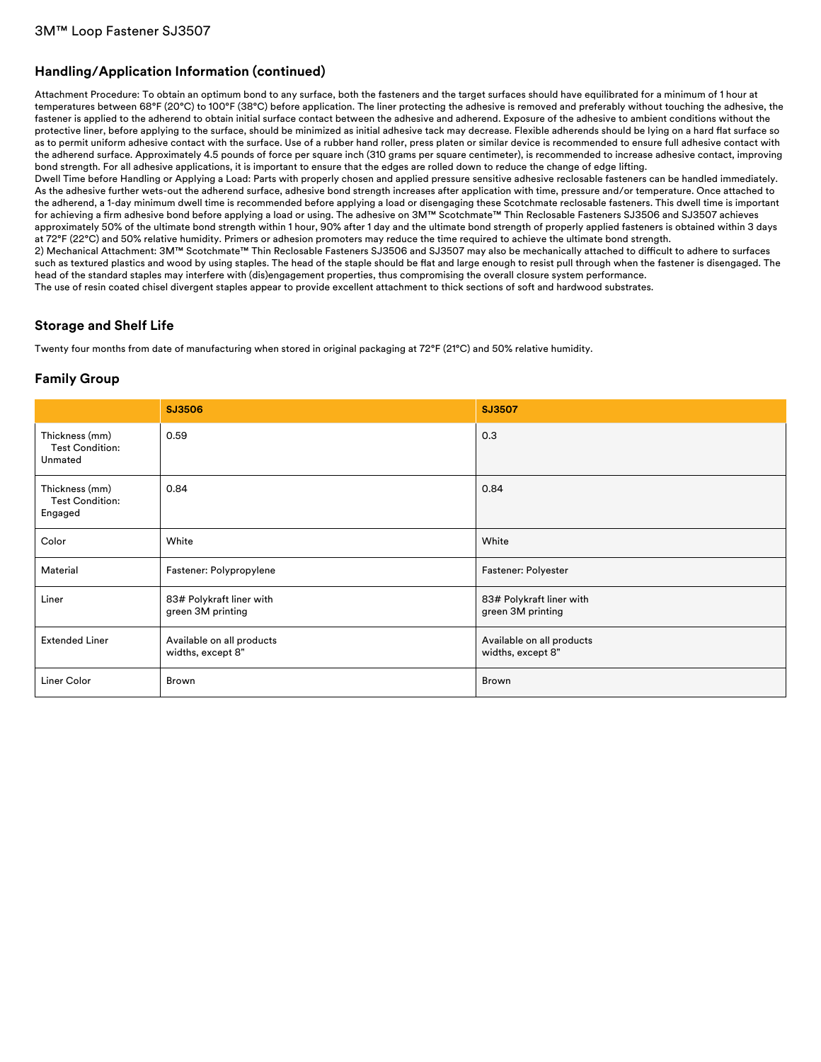## Handling/Application Information (continued)

Attachment Procedure: To obtain an optimum bond to any surface, both the fasteners and the target surfaces should have equilibrated for a minimum of 1 hour at temperatures between 68°F (20°C) to 100°F (38°C) before application. The liner protecting the adhesive is removed and preferably without touching the adhesive, the fastener is applied to the adherend to obtain initial surface contact between the adhesive and adherend. Exposure of the adhesive to ambient conditions without the protective liner, before applying to the surface, should be minimized as initial adhesive tack may decrease. Flexible adherends should be lying on a hard flat surface so as to permit uniform adhesive contact with the surface. Use of a rubber hand roller, press platen or similar device is recommended to ensure full adhesive contact with the adherend surface. Approximately 4.5 pounds of force per square inch (310 grams per square centimeter), is recommended to increase adhesive contact, improving bond strength. For all adhesive applications, it is important to ensure that the edges are rolled down to reduce the change of edge lifting.

Dwell Time before Handling or Applying a Load: Parts with properly chosen and applied pressure sensitive adhesive reclosable fasteners can be handled immediately. As the adhesive further wets-out the adherend surface, adhesive bond strength increases after application with time, pressure and/or temperature. Once attached to the adherend, a 1-day minimum dwell time is recommended before applying a load or disengaging these Scotchmate reclosable fasteners. This dwell time is important for achieving a firm adhesive bond before applying a load or using. The adhesive on 3M™ Scotchmate™ Thin Reclosable Fasteners SJ3506 and SJ3507 achieves approximately 50% of the ultimate bond strength within 1 hour, 90% after 1 day and the ultimate bond strength of properly applied fasteners is obtained within 3 days at 72°F (22°C) and 50% relative humidity. Primers or adhesion promoters may reduce the time required to achieve the ultimate bond strength.

2) Mechanical Attachment: 3M™ Scotchmate™ Thin Reclosable Fasteners SJ3506 and SJ3507 may also be mechanically attached to difficult to adhere to surfaces such as textured plastics and wood by using staples. The head of the staple should be flat and large enough to resist pull through when the fastener is disengaged. The head of the standard staples may interfere with (dis)engagement properties, thus compromising the overall closure system performance.

The use of resin coated chisel divergent staples appear to provide excellent attachment to thick sections of soft and hardwood substrates.

## Storage and Shelf Life

Twenty four months from date of manufacturing when stored in original packaging at 72°F (21°C) and 50% relative humidity.

## Family Group

| | **SJ3506** | **SJ3507** |
|---|---|---|
| Thickness (mm) Test Condition: Unmated | 0.59 | 0.3 |
| Thickness (mm) Test Condition: Engaged | 0.84 | 0.84 |
| Color | White | White |
| Material | Fastener: Polypropylene | Fastener: Polyester |
| Liner | 83# Polykraft liner with green 3M printing | 83# Polykraft liner with green 3M printing |
| Extended Liner | Available on all products widths, except 8" | Available on all products widths, except 8" |
| Liner Color | Brown | Brown |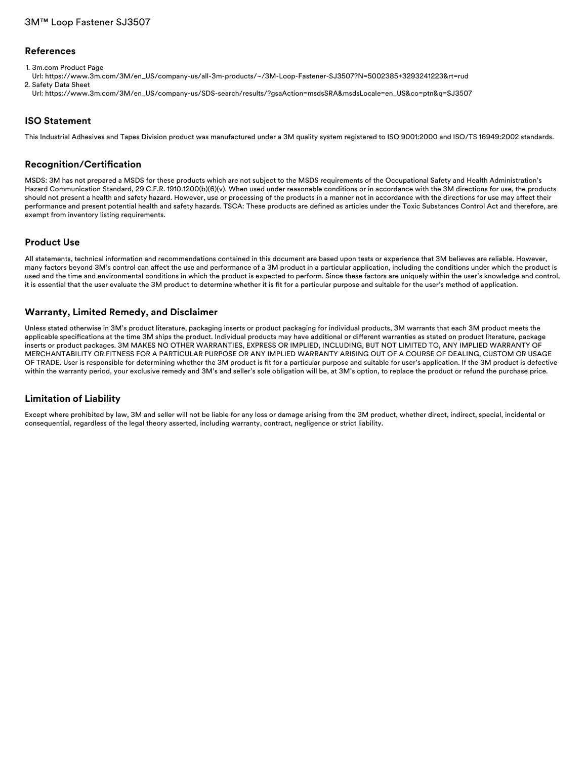## References

1. 3m.com Product Page
   Url: https://www.3m.com/3M/en_US/company-us/all-3m-products/~/3M-Loop-Fastener-SJ3507?N=5002385+3293241223&rt=rud
2. Safety Data Sheet
   Url: https://www.3m.com/3M/en_US/company-us/SDS-search/results/?gsaAction=msdsSRA&msdsLocale=en_US&co=ptn&q=SJ3507

## ISO Statement

This Industrial Adhesives and Tapes Division product was manufactured under a 3M quality system registered to ISO 9001:2000 and ISO/TS 16949:2002 standards.

## Recognition/Certification

MSDS: 3M has not prepared a MSDS for these products which are not subject to the MSDS requirements of the Occupational Safety and Health Administration's Hazard Communication Standard, 29 C.F.R. 1910.1200(b)(6)(v). When used under reasonable conditions or in accordance with the 3M directions for use, the products should not present a health and safety hazard. However, use or processing of the products in a manner not in accordance with the directions for use may affect their performance and present potential health and safety hazards. TSCA: These products are defined as articles under the Toxic Substances Control Act and therefore, are exempt from inventory listing requirements.

## Product Use

All statements, technical information and recommendations contained in this document are based upon tests or experience that 3M believes are reliable. However, many factors beyond 3M's control can affect the use and performance of a 3M product in a particular application, including the conditions under which the product is used and the time and environmental conditions in which the product is expected to perform. Since these factors are uniquely within the user's knowledge and control, it is essential that the user evaluate the 3M product to determine whether it is fit for a particular purpose and suitable for the user's method of application.

## Warranty, Limited Remedy, and Disclaimer

Unless stated otherwise in 3M's product literature, packaging inserts or product packaging for individual products, 3M warrants that each 3M product meets the applicable specifications at the time 3M ships the product. Individual products may have additional or different warranties as stated on product literature, package inserts or product packages. 3M MAKES NO OTHER WARRANTIES, EXPRESS OR IMPLIED, INCLUDING, BUT NOT LIMITED TO, ANY IMPLIED WARRANTY OF MERCHANTABILITY OR FITNESS FOR A PARTICULAR PURPOSE OR ANY IMPLIED WARRANTY ARISING OUT OF A COURSE OF DEALING, CUSTOM OR USAGE OF TRADE. User is responsible for determining whether the 3M product is fit for a particular purpose and suitable for user's application. If the 3M product is defective within the warranty period, your exclusive remedy and 3M's and seller's sole obligation will be, at 3M's option, to replace the product or refund the purchase price.

## Limitation of Liability

Except where prohibited by law, 3M and seller will not be liable for any loss or damage arising from the 3M product, whether direct, indirect, special, incidental or consequential, regardless of the legal theory asserted, including warranty, contract, negligence or strict liability.